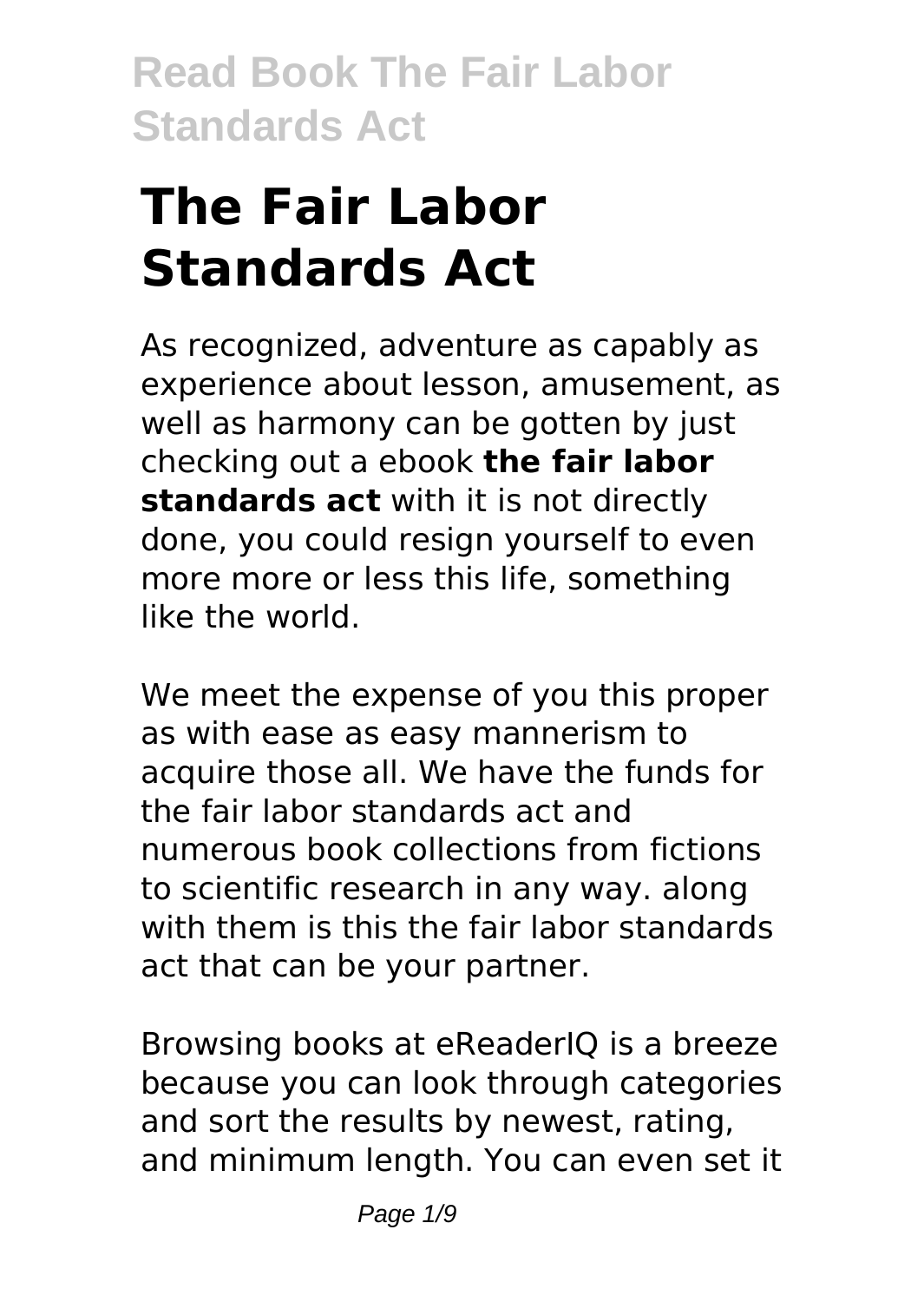# The Fair Labor Standards Act

As recognized, adventure as capably as experience about lesson, amusement, as well as harmony can be gotten by just checking out a ebook **the fair labor standards act** with it is not directly done, you could resign yourself to even more more or less this life, something like the world.

We meet the expense of you this proper as with ease as easy mannerism to acquire those all. We have the funds for the fair labor standards act and numerous book collections from fictions to scientific research in any way. along with them is this the fair labor standards act that can be your partner.

Browsing books at eReaderIQ is a breeze because you can look through categories and sort the results by newest, rating, and minimum length. You can even set it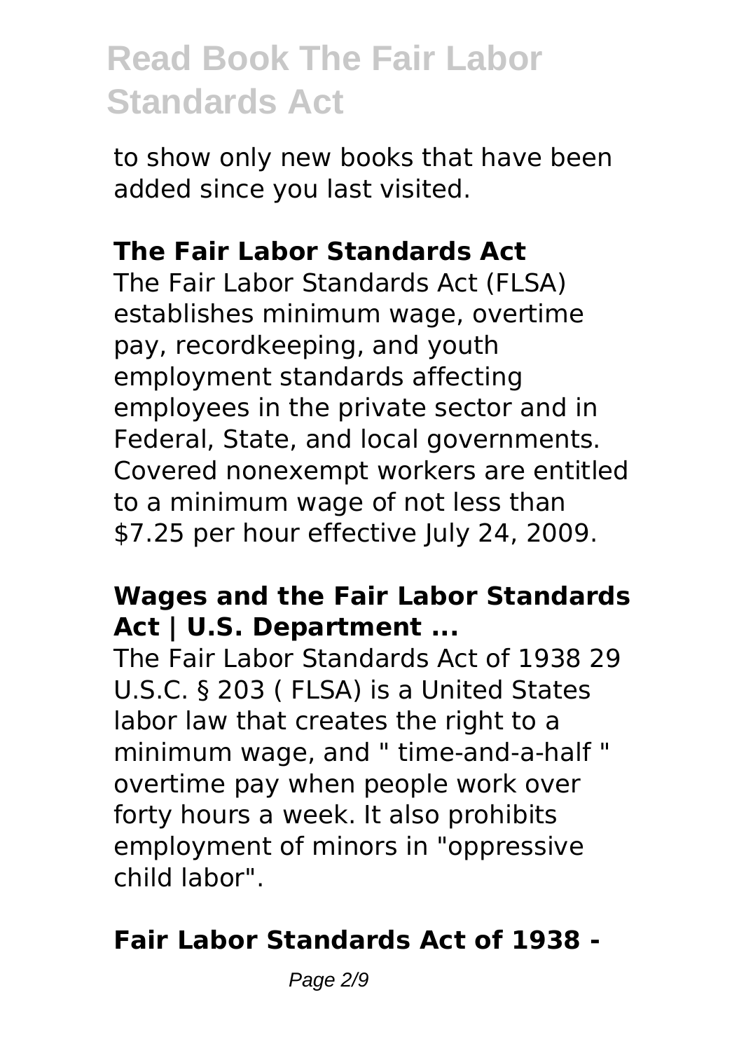to show only new books that have been added since you last visited.

## The Fair Labor Standards Act

The Fair Labor Standards Act (FLSA) establishes minimum wage, overtime pay, recordkeeping, and youth employment standards affecting employees in the private sector and in Federal, State, and local governments. Covered nonexempt workers are entitled to a minimum wage of not less than $7.25 per hour effective July 24, 2009.

## Wages and the Fair Labor Standards Act | U.S. Department ...

The Fair Labor Standards Act of 1938 29 U.S.C. § 203 ( FLSA) is a United States labor law that creates the right to a minimum wage, and " time-and-a-half " overtime pay when people work over forty hours a week. It also prohibits employment of minors in "oppressive child labor".

## Fair Labor Standards Act of 1938 -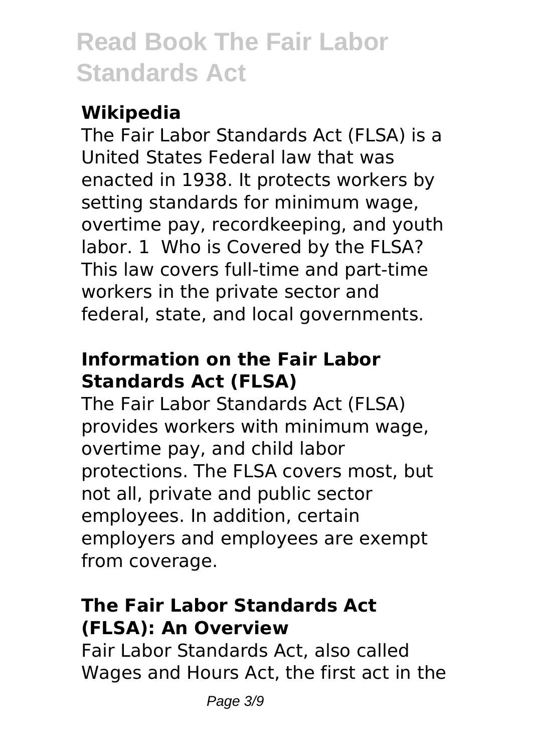### Wikipedia

The Fair Labor Standards Act (FLSA) is a United States Federal law that was enacted in 1938. It protects workers by setting standards for minimum wage, overtime pay, recordkeeping, and youth labor. 1  Who is Covered by the FLSA? This law covers full-time and part-time workers in the private sector and federal, state, and local governments.

### Information on the Fair Labor Standards Act (FLSA)

The Fair Labor Standards Act (FLSA) provides workers with minimum wage, overtime pay, and child labor protections. The FLSA covers most, but not all, private and public sector employees. In addition, certain employers and employees are exempt from coverage.

### The Fair Labor Standards Act (FLSA): An Overview

Fair Labor Standards Act, also called Wages and Hours Act, the first act in the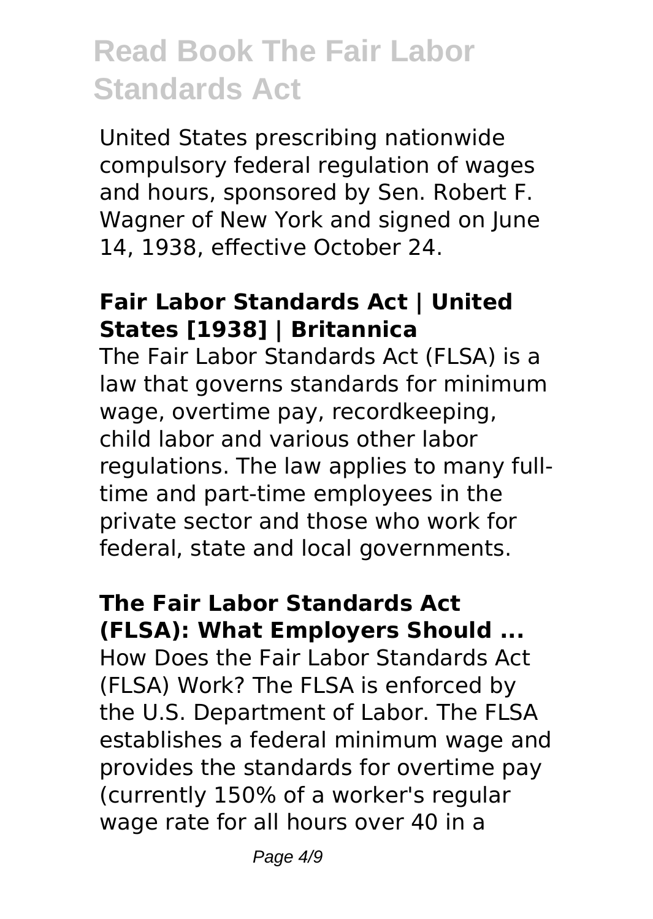United States prescribing nationwide compulsory federal regulation of wages and hours, sponsored by Sen. Robert F. Wagner of New York and signed on June 14, 1938, effective October 24.

### Fair Labor Standards Act | United States [1938] | Britannica

The Fair Labor Standards Act (FLSA) is a law that governs standards for minimum wage, overtime pay, recordkeeping, child labor and various other labor regulations. The law applies to many full-time and part-time employees in the private sector and those who work for federal, state and local governments.

### The Fair Labor Standards Act (FLSA): What Employers Should ...

How Does the Fair Labor Standards Act (FLSA) Work? The FLSA is enforced by the U.S. Department of Labor. The FLSA establishes a federal minimum wage and provides the standards for overtime pay (currently 150% of a worker's regular wage rate for all hours over 40 in a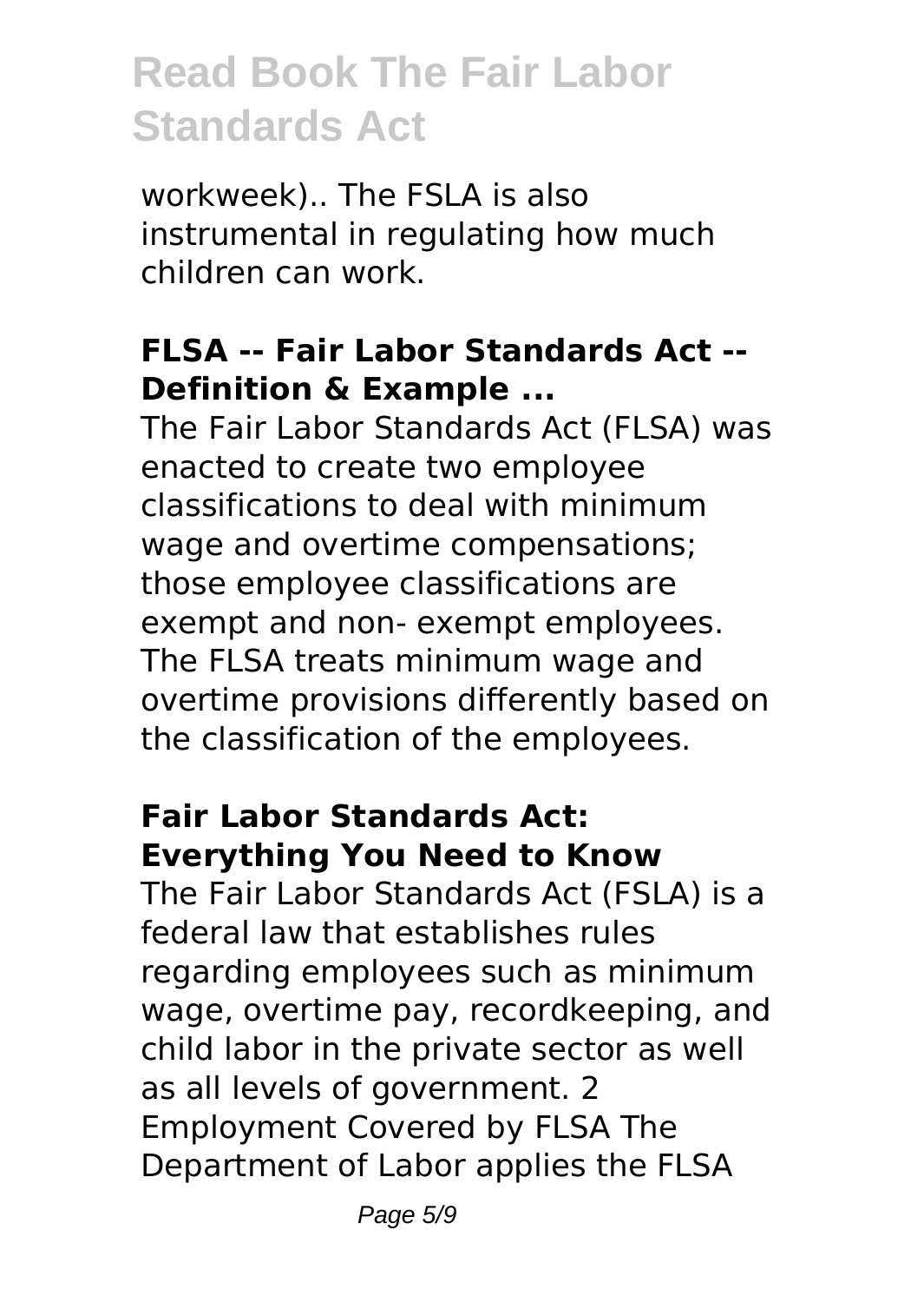workweek).. The FSLA is also instrumental in regulating how much children can work.

**FLSA -- Fair Labor Standards Act -- Definition & Example ...**

The Fair Labor Standards Act (FLSA) was enacted to create two employee classifications to deal with minimum wage and overtime compensations; those employee classifications are exempt and non- exempt employees. The FLSA treats minimum wage and overtime provisions differently based on the classification of the employees.

**Fair Labor Standards Act: Everything You Need to Know**

The Fair Labor Standards Act (FSLA) is a federal law that establishes rules regarding employees such as minimum wage, overtime pay, recordkeeping, and child labor in the private sector as well as all levels of government. 2 Employment Covered by FLSA The Department of Labor applies the FLSA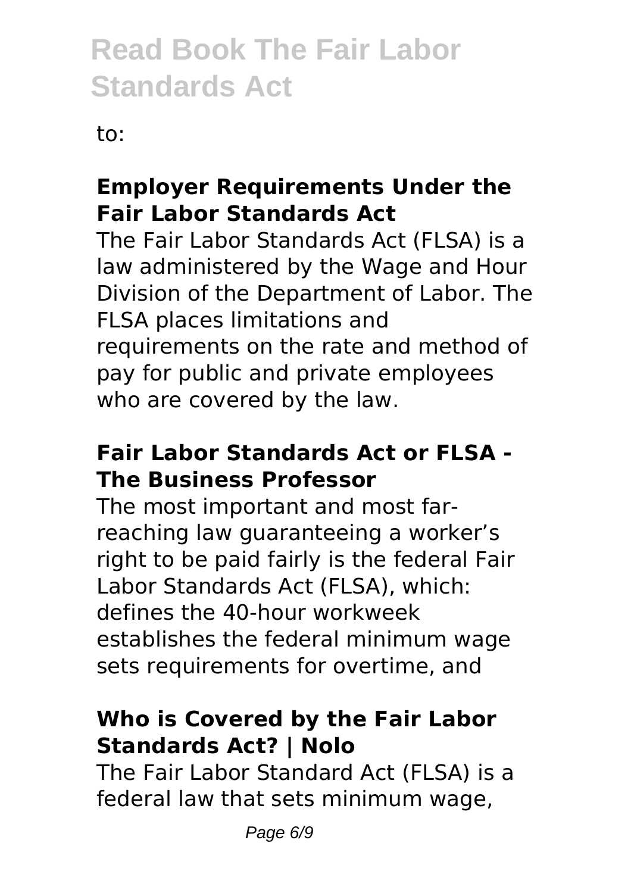to:

## Employer Requirements Under the Fair Labor Standards Act

The Fair Labor Standards Act (FLSA) is a law administered by the Wage and Hour Division of the Department of Labor. The FLSA places limitations and requirements on the rate and method of pay for public and private employees who are covered by the law.

## Fair Labor Standards Act or FLSA - The Business Professor

The most important and most far-reaching law guaranteeing a worker's right to be paid fairly is the federal Fair Labor Standards Act (FLSA), which: defines the 40-hour workweek establishes the federal minimum wage sets requirements for overtime, and

## Who is Covered by the Fair Labor Standards Act? | Nolo

The Fair Labor Standard Act (FLSA) is a federal law that sets minimum wage,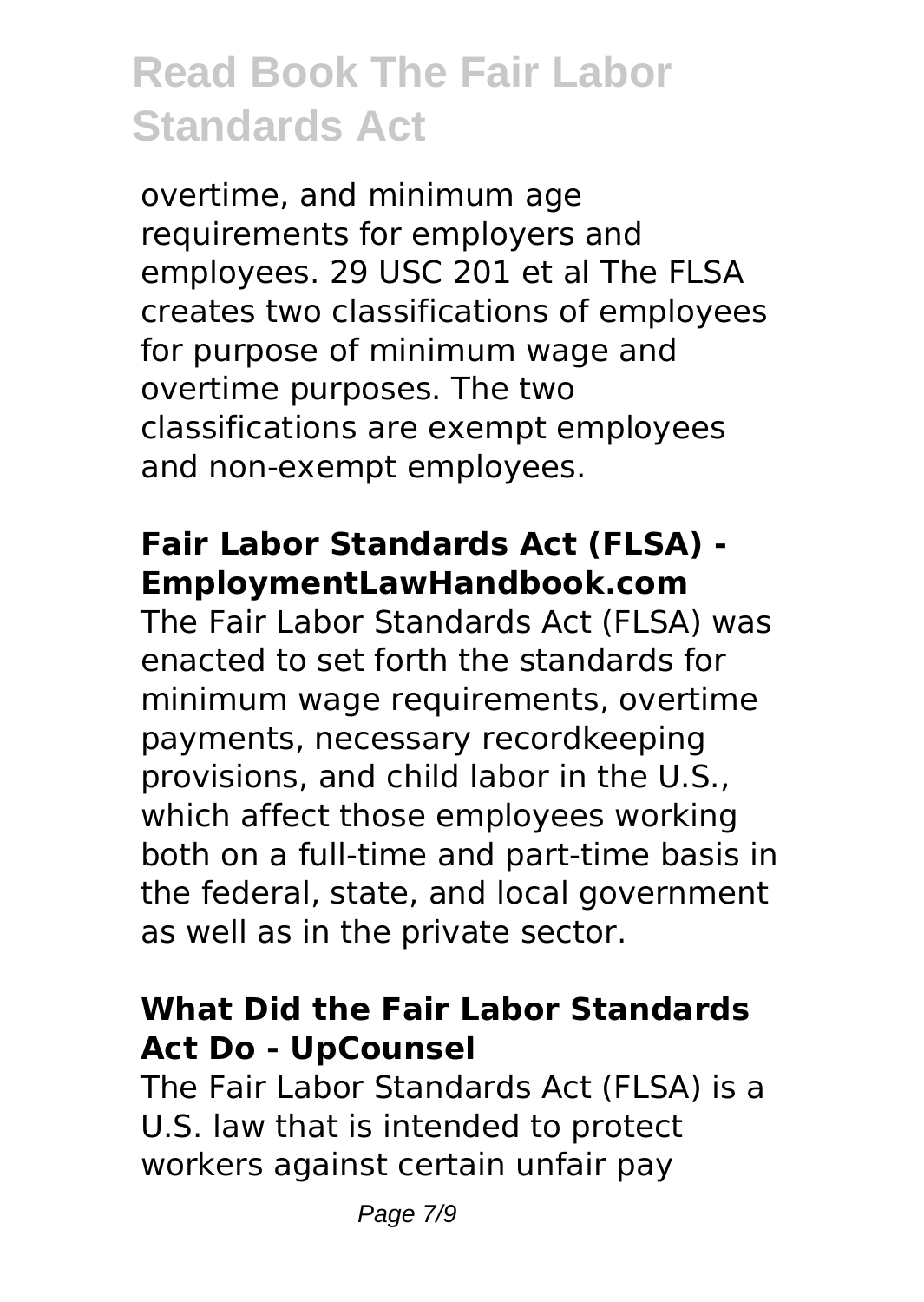overtime, and minimum age requirements for employers and employees. 29 USC 201 et al The FLSA creates two classifications of employees for purpose of minimum wage and overtime purposes. The two classifications are exempt employees and non-exempt employees.

### Fair Labor Standards Act (FLSA) - EmploymentLawHandbook.com

The Fair Labor Standards Act (FLSA) was enacted to set forth the standards for minimum wage requirements, overtime payments, necessary recordkeeping provisions, and child labor in the U.S., which affect those employees working both on a full-time and part-time basis in the federal, state, and local government as well as in the private sector.

### What Did the Fair Labor Standards Act Do - UpCounsel

The Fair Labor Standards Act (FLSA) is a U.S. law that is intended to protect workers against certain unfair pay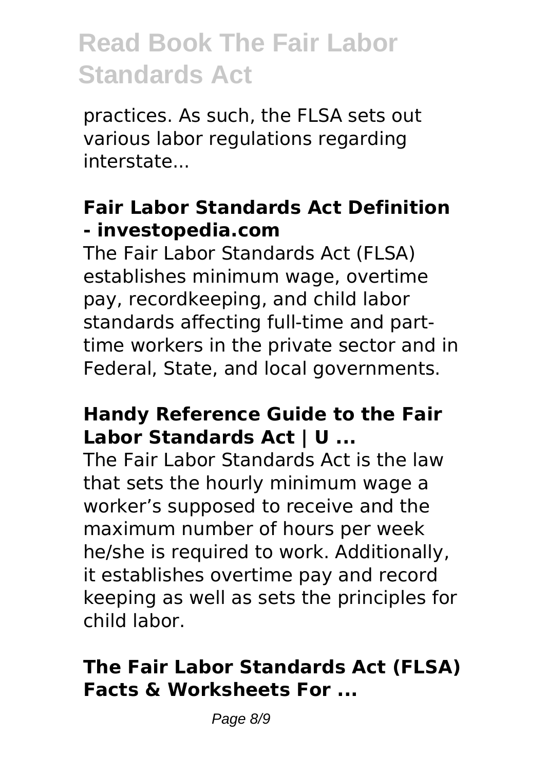practices. As such, the FLSA sets out various labor regulations regarding interstate...

### **Fair Labor Standards Act Definition - investopedia.com**

The Fair Labor Standards Act (FLSA) establishes minimum wage, overtime pay, recordkeeping, and child labor standards affecting full-time and part-time workers in the private sector and in Federal, State, and local governments.

### **Handy Reference Guide to the Fair Labor Standards Act | U ...**

The Fair Labor Standards Act is the law that sets the hourly minimum wage a worker's supposed to receive and the maximum number of hours per week he/she is required to work. Additionally, it establishes overtime pay and record keeping as well as sets the principles for child labor.

### **The Fair Labor Standards Act (FLSA) Facts & Worksheets For ...**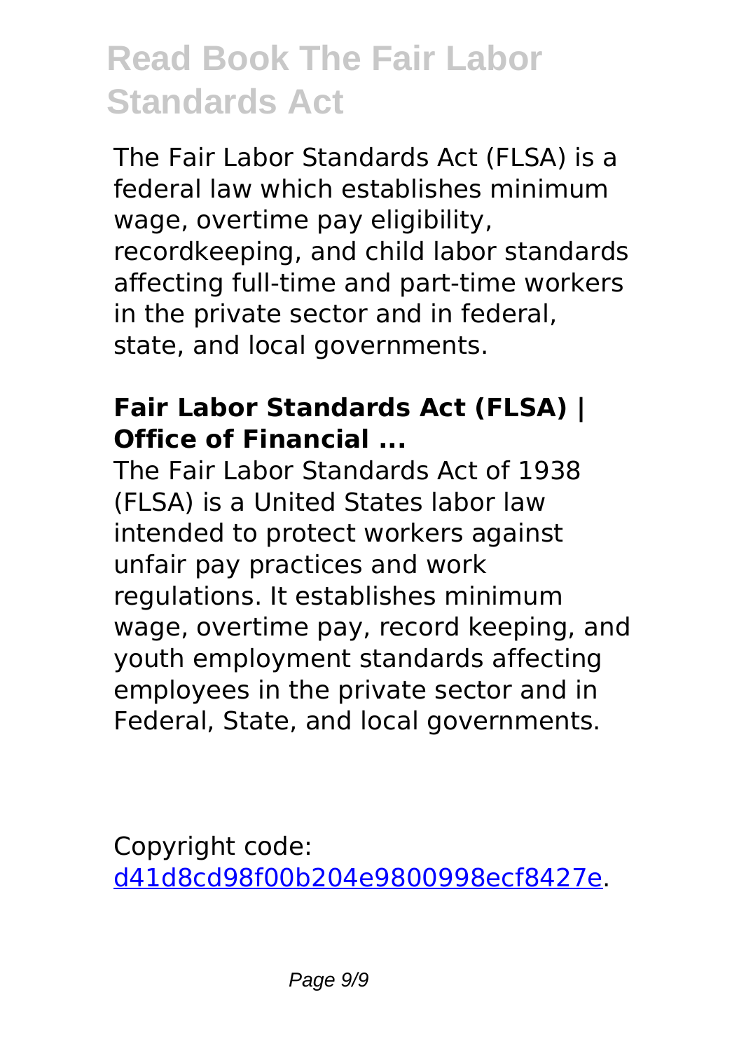# Read Book The Fair Labor Standards Act

The Fair Labor Standards Act (FLSA) is a federal law which establishes minimum wage, overtime pay eligibility, recordkeeping, and child labor standards affecting full-time and part-time workers in the private sector and in federal, state, and local governments.

### **Fair Labor Standards Act (FLSA) | Office of Financial ...**

The Fair Labor Standards Act of 1938 (FLSA) is a United States labor law intended to protect workers against unfair pay practices and work regulations. It establishes minimum wage, overtime pay, record keeping, and youth employment standards affecting employees in the private sector and in Federal, State, and local governments.

Copyright code: d41d8cd98f00b204e9800998ecf8427e.